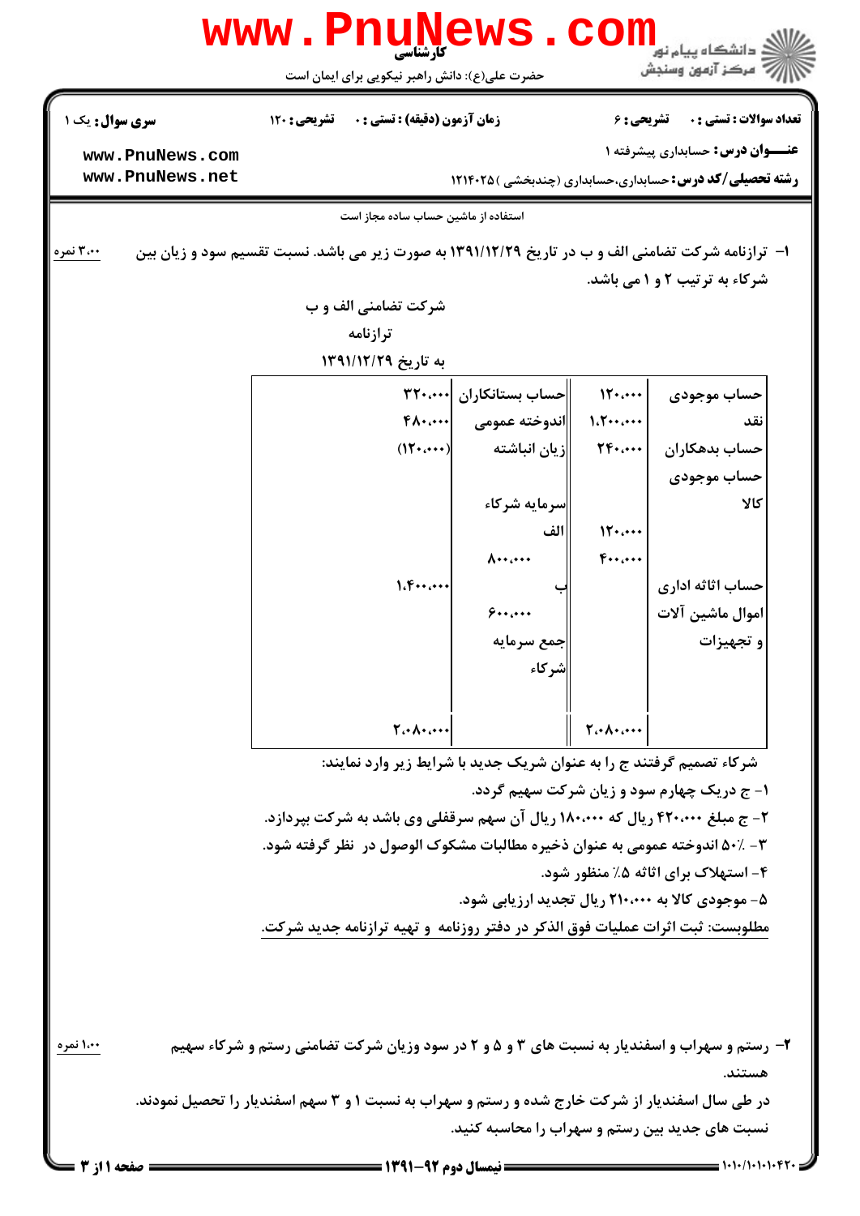**سری سوال:** یک ۱ | **زمان آزمون (دقیقه) : تستی :** ۰ **تشریحی :** ۱۲۰ | **تعداد سوالات : تستی :** ۰ **تشریحی :** ۶

**عنـــوان درس:** حسابداری پیشرفته ۱

**رشته تحصیلی/کد درس:** حسابداری،حسابداری (چندبخشی )۱۲۱۴۰۲۵

استفاده از ماشین حساب ساده مجاز است

۱- ترازنامه شرکت تضامنی الف و ب در تاریخ ۱۳۹۱/۱۲/۲۹ به صورت زیر می باشد. نسبت تقسیم سود و زیان بین شرکاء به ترتیب ۲ و ۱ می باشد. (۳،۰۰ نمره)

شرکت تضامنی الف و ب

ترازنامه

به تاریخ ۱۳۹۱/۱۲/۲۹

| دارایی‌ها | | بدهی‌ها و سرمایه | | |
|---|---|---|---|---|
| حساب موجودی نقد | ۱۲۰،۰۰۰ | حساب بستانکاران | | ۳۲۰،۰۰۰ |
| حساب بدهکاران | ۱،۲۰۰،۰۰۰ | اندوخته عمومی | | ۴۸۰،۰۰۰ |
| حساب موجودی کالا | ۲۴۰،۰۰۰ | زیان انباشته | | (۱۲۰،۰۰۰) |
| حساب اثاثه اداری | ۱۲۰،۰۰۰ | سرمایه شرکاء | | |
| اموال ماشین آلات و تجهیزات | ۴۰۰،۰۰۰ | الف | ۸۰۰،۰۰۰ | |
| | | ب | ۶۰۰،۰۰۰ | ۱،۴۰۰،۰۰۰ |
| | | جمع سرمایه شرکاء | | |
| | ۲،۰۸۰،۰۰۰ | | | ۲،۰۸۰،۰۰۰ |

شرکاء تصمیم گرفتند ج را به عنوان شریک جدید با شرایط زیر وارد نمایند:

۱- ج دریک چهارم سود و زیان شرکت سهیم گردد.

۲- ج مبلغ ۴۲۰،۰۰۰ ریال که ۱۸۰،۰۰۰ ریال آن سهم سرقفلی وی باشد به شرکت بپردازد.

۳- ٪۵۰ اندوخته عمومی به عنوان ذخیره مطالبات مشکوک الوصول در نظر گرفته شود.

۴- استهلاک برای اثاثه ٪۵ منظور شود.

۵- موجودی کالا به ۲۱۰،۰۰۰ ریال تجدید ارزیابی شود.

مطلوبست: ثبت اثرات عملیات فوق الذکر در دفتر روزنامه و تهیه ترازنامه جدید شرکت.

۲- رستم و سهراب و اسفندیار به نسبت های ۳ و ۵ و ۲ در سود وزیان شرکت تضامنی رستم و شرکاء سهیم هستند. (۱،۰۰ نمره)

در طی سال اسفندیار از شرکت خارج شده و رستم و سهراب به نسبت ۱ و ۳ سهم اسفندیار را تحصیل نمودند.

نسبت های جدید بین رستم و سهراب را محاسبه کنید.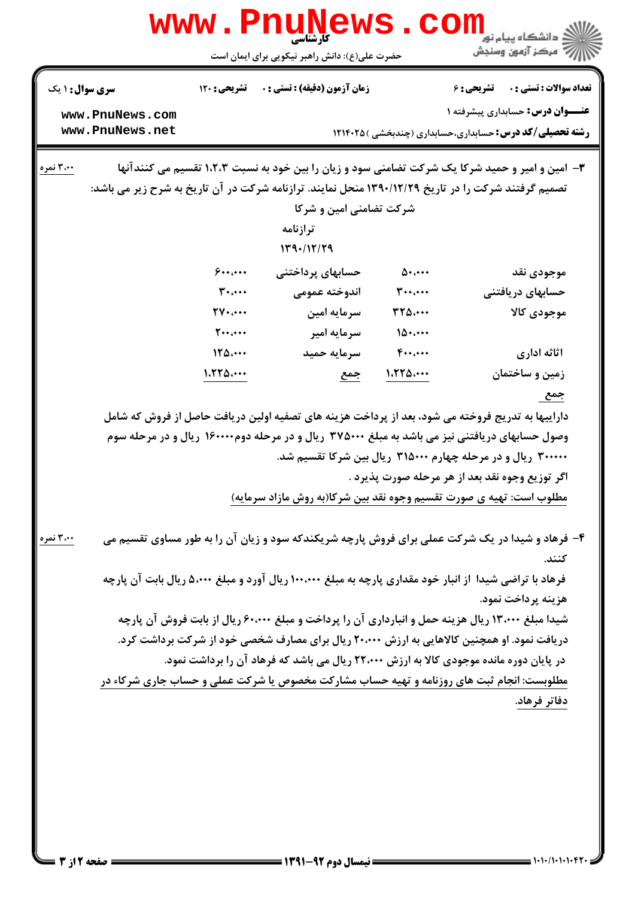| سری سؤال: ۱ یک | زمان آزمون (دقیقه): تستی: ۰ تشریحی: ۱۲۰ | تعداد سوالات: تستی: ۰ تشریحی: ۶ |
| --- | --- | --- |
| | | عنوان درس: حسابداری پیشرفته ۱ |
| | | رشته تحصیلی/کد درس: حسابداری،حسابداری (چندبخشی ) ۱۲۱۴۰۲۵ |

۳- امین و امیر و حمید شرکا یک شرکت تضامنی سود و زیان را بین خود به نسبت ۱،۲،۳ تقسیم می کنندآنها تصمیم گرفتند شرکت را در تاریخ ۱۳۹۰/۱۲/۲۹ منحل نمایند. ترازنامه شرکت در آن تاریخ به شرح زیر می باشد: (۳،۰۰ نمره)

شرکت تضامنی امین و شرکا

ترازنامه

۱۳۹۰/۱۲/۲۹

| | | | |
| --- | --- | --- | --- |
| موجودی نقد | ۵۰،۰۰۰ | حسابهای پرداختنی | ۶۰۰،۰۰۰ |
| حسابهای دریافتنی | ۳۰۰،۰۰۰ | اندوخته عمومی | ۳۰،۰۰۰ |
| موجودی کالا | ۳۲۵،۰۰۰ | سرمایه امین | ۲۷۰،۰۰۰ |
| | ۱۵۰،۰۰۰ | سرمایه امیر | ۲۰۰،۰۰۰ |
| اثاثه اداری | ۴۰۰،۰۰۰ | سرمایه حمید | ۱۲۵،۰۰۰ |
| زمین و ساختمان | ۱،۲۲۵،۰۰۰ | جمع | ۱،۲۲۵،۰۰۰ |
| جمع | | | |

داراییها به تدریج فروخته می شود، بعد از پرداخت هزینه های تصفیه اولین دریافت حاصل از فروش که شامل وصول حسابهای دریافتنی نیز می باشد به مبلغ ۳۷۵۰۰۰ ریال و در مرحله دوم۱۶۰۰۰۰ ریال و در مرحله سوم ۳۰۰۰۰۰ ریال و در مرحله چهارم ۳۱۵۰۰۰ ریال بین شرکا تقسیم شد.

اگر توزیع وجوه نقد بعد از هر مرحله صورت پذیرد .

مطلوب است: تهیه ی صورت تقسیم وجوه نقد بین شرکا(به روش مازاد سرمایه)

۴- فرهاد و شیدا در یک شرکت عملی برای فروش پارچه شریکندکه سود و زیان آن را به طور مساوی تقسیم می کنند. (۳،۰۰ نمره)

فرهاد با تراضی شیدا از انبار خود مقداری پارچه به مبلغ ۱۰۰،۰۰۰ ریال آورد و مبلغ ۵،۰۰۰ ریال بابت آن پارچه هزینه پرداخت نمود.

شیدا مبلغ ۱۳،۰۰۰ ریال هزینه حمل و انبارداری آن را پرداخت و مبلغ ۶۰،۰۰۰ ریال از بابت فروش آن پارچه دریافت نمود. او همچنین کالاهایی به ارزش ۲۰،۰۰۰ ریال برای مصارف شخصی خود از شرکت برداشت کرد.

در پایان دوره مانده موجودی کالا به ارزش ۲۲،۰۰۰ ریال می باشد که فرهاد آن را برداشت نمود.

مطلوبست: انجام ثبت های روزنامه و تهیه حساب مشارکت مخصوص یا شرکت عملی و حساب جاری شرکاء در دفاتر فرهاد.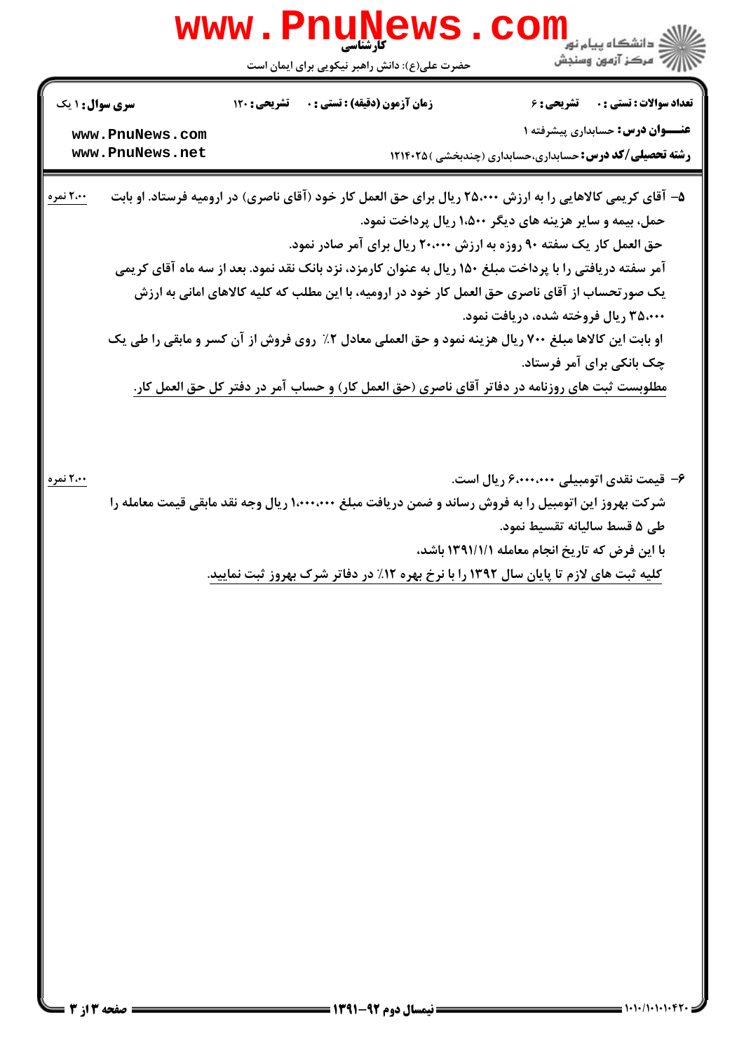**سری سوال:** ۱ یک

**زمان آزمون (دقیقه) : تستی : ۰ تشریحی : ۱۲۰**

**تعداد سوالات : تستی : ۰ تشریحی : ۶**

**عنـــوان درس:** حسابداری پیشرفته ۱

**رشته تحصیلی/کد درس:** حسابداری،حسابداری (چندبخشی )۱۲۱۴۰۲۵

۵- آقای کریمی کالاهایی را به ارزش ۲۵،۰۰۰ ریال برای حق العمل کار خود (آقای ناصری) در ارومیه فرستاد. او بابت حمل، بیمه و سایر هزینه های دیگر ۱،۵۰۰ ریال پرداخت نمود. — ۲،۰۰ نمره

حق العمل کار یک سفته ۹۰ روزه به ارزش ۲۰،۰۰۰ ریال برای آمر صادر نمود.

آمر سفته دریافتی را با پرداخت مبلغ ۱۵۰ ریال به عنوان کارمزد، نزد بانک نقد نمود. بعد از سه ماه آقای کریمی یک صورتحساب از آقای ناصری حق العمل کار خود در ارومیه، با این مطلب که کلیه کالاهای امانی به ارزش ۳۵،۰۰۰ ریال فروخته شده، دریافت نمود.

او بابت این کالاها مبلغ ۷۰۰ ریال هزینه نمود و حق العملی معادل ۲٪ روی فروش از آن کسر و مابقی را طی یک چک بانکی برای آمر فرستاد.

مطلوبست ثبت های روزنامه در دفاتر آقای ناصری (حق العمل کار) و حساب آمر در دفتر کل حق العمل کار.

۶- قیمت نقدی اتومبیلی ۶،۰۰۰،۰۰۰ ریال است. — ۲،۰۰ نمره

شرکت بهروز این اتومبیل را به فروش رساند و ضمن دریافت مبلغ ۱،۰۰۰،۰۰۰ ریال وجه نقد مابقی قیمت معامله را طی ۵ قسط سالیانه تقسیط نمود.

با این فرض که تاریخ انجام معامله ۱۳۹۱/۱/۱ باشد،

کلیه ثبت های لازم تا پایان سال ۱۳۹۲ را با نرخ بهره ۱۲٪ در دفاتر شرک بهروز ثبت نمایید.